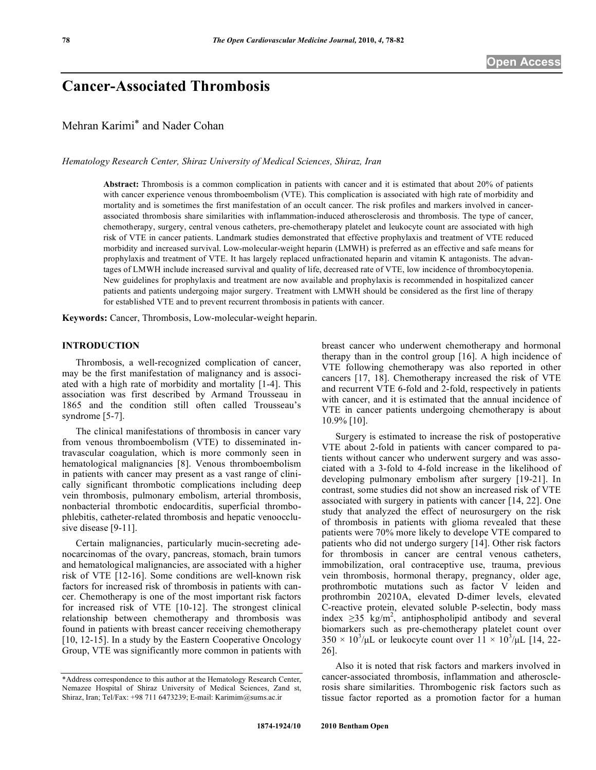Open Access

# Cancer-Associated Thrombosis

Mehran Karimi* and Nader Cohan

*Hematology Research Center, Shiraz University of Medical Sciences, Shiraz, Iran*

**Abstract:** Thrombosis is a common complication in patients with cancer and it is estimated that about 20% of patients with cancer experience venous thromboembolism (VTE). This complication is associated with high rate of morbidity and mortality and is sometimes the first manifestation of an occult cancer. The risk profiles and markers involved in cancer-associated thrombosis share similarities with inflammation-induced atherosclerosis and thrombosis. The type of cancer, chemotherapy, surgery, central venous catheters, pre-chemotherapy platelet and leukocyte count are associated with high risk of VTE in cancer patients. Landmark studies demonstrated that effective prophylaxis and treatment of VTE reduced morbidity and increased survival. Low-molecular-weight heparin (LMWH) is preferred as an effective and safe means for prophylaxis and treatment of VTE. It has largely replaced unfractionated heparin and vitamin K antagonists. The advantages of LMWH include increased survival and quality of life, decreased rate of VTE, low incidence of thrombocytopenia. New guidelines for prophylaxis and treatment are now available and prophylaxis is recommended in hospitalized cancer patients and patients undergoing major surgery. Treatment with LMWH should be considered as the first line of therapy for established VTE and to prevent recurrent thrombosis in patients with cancer.

**Keywords:** Cancer, Thrombosis, Low-molecular-weight heparin.

## INTRODUCTION

Thrombosis, a well-recognized complication of cancer, may be the first manifestation of malignancy and is associated with a high rate of morbidity and mortality [1-4]. This association was first described by Armand Trousseau in 1865 and the condition still often called Trousseau's syndrome [5-7].

The clinical manifestations of thrombosis in cancer vary from venous thromboembolism (VTE) to disseminated intravascular coagulation, which is more commonly seen in hematological malignancies [8]. Venous thromboembolism in patients with cancer may present as a vast range of clinically significant thrombotic complications including deep vein thrombosis, pulmonary embolism, arterial thrombosis, nonbacterial thrombotic endocarditis, superficial thrombophlebitis, catheter-related thrombosis and hepatic venoocclusive disease [9-11].

Certain malignancies, particularly mucin-secreting adenocarcinomas of the ovary, pancreas, stomach, brain tumors and hematological malignancies, are associated with a higher risk of VTE [12-16]. Some conditions are well-known risk factors for increased risk of thrombosis in patients with cancer. Chemotherapy is one of the most important risk factors for increased risk of VTE [10-12]. The strongest clinical relationship between chemotherapy and thrombosis was found in patients with breast cancer receiving chemotherapy [10, 12-15]. In a study by the Eastern Cooperative Oncology Group, VTE was significantly more common in patients with breast cancer who underwent chemotherapy and hormonal therapy than in the control group [16]. A high incidence of VTE following chemotherapy was also reported in other cancers [17, 18]. Chemotherapy increased the risk of VTE and recurrent VTE 6-fold and 2-fold, respectively in patients with cancer, and it is estimated that the annual incidence of VTE in cancer patients undergoing chemotherapy is about 10.9% [10].

Surgery is estimated to increase the risk of postoperative VTE about 2-fold in patients with cancer compared to patients without cancer who underwent surgery and was associated with a 3-fold to 4-fold increase in the likelihood of developing pulmonary embolism after surgery [19-21]. In contrast, some studies did not show an increased risk of VTE associated with surgery in patients with cancer [14, 22]. One study that analyzed the effect of neurosurgery on the risk of thrombosis in patients with glioma revealed that these patients were 70% more likely to develope VTE compared to patients who did not undergo surgery [14]. Other risk factors for thrombosis in cancer are central venous catheters, immobilization, oral contraceptive use, trauma, previous vein thrombosis, hormonal therapy, pregnancy, older age, prothrombotic mutations such as factor V leiden and prothrombin 20210A, elevated D-dimer levels, elevated C-reactive protein, elevated soluble P-selectin, body mass index $\geq 35$ kg/m$^2$, antiphospholipid antibody and several biomarkers such as pre-chemotherapy platelet count over $350 \times 10^3/\mu L$ or leukocyte count over $11 \times 10^3/\mu L$ [14, 22-26].

Also it is noted that risk factors and markers involved in cancer-associated thrombosis, inflammation and atherosclerosis share similarities. Thrombogenic risk factors such as tissue factor reported as a promotion factor for a human

*Address correspondence to this author at the Hematology Research Center, Nemazee Hospital of Shiraz University of Medical Sciences, Zand st, Shiraz, Iran; Tel/Fax: +98 711 6473239; E-mail: Karimim@sums.ac.ir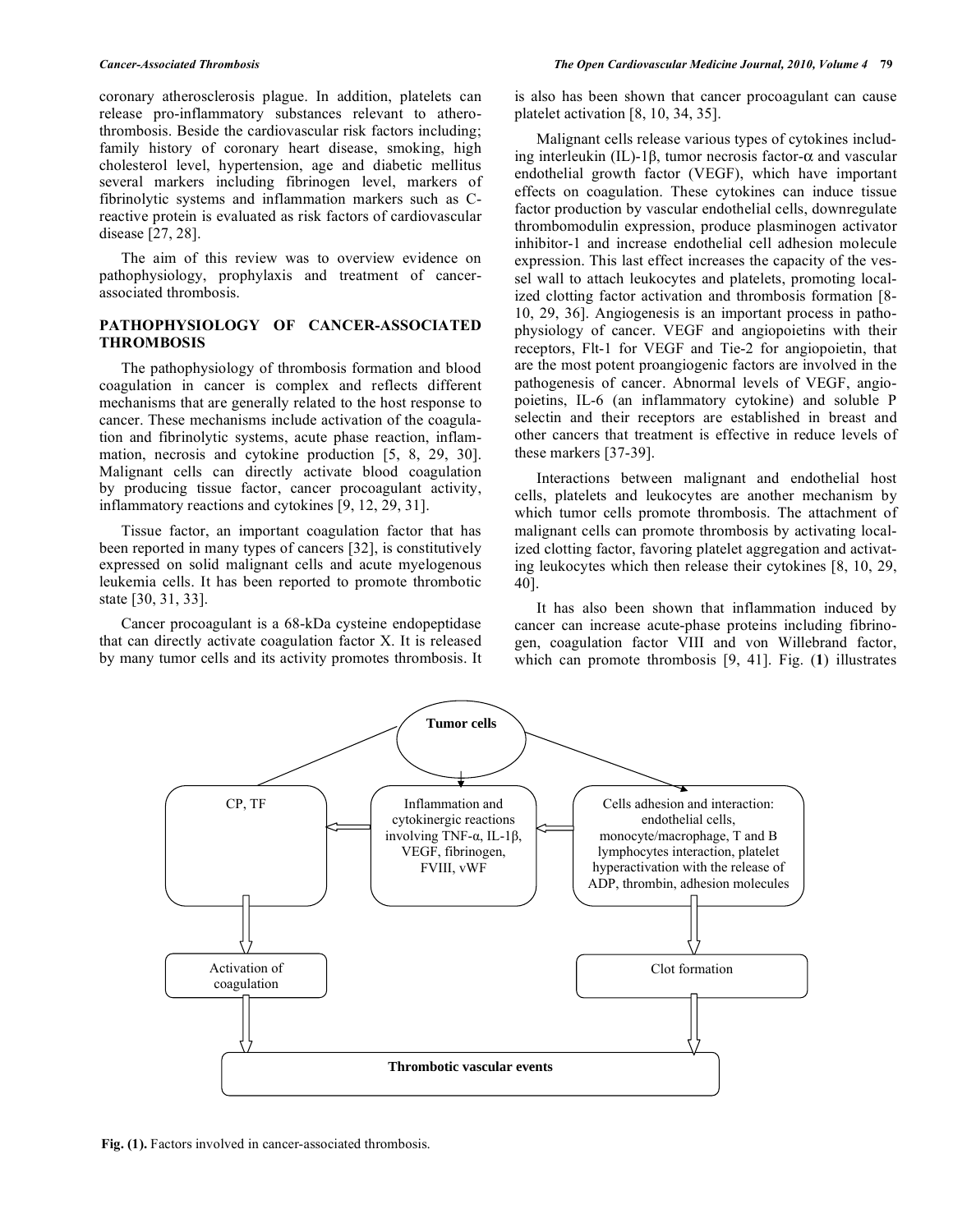coronary atherosclerosis plague. In addition, platelets can release pro-inflammatory substances relevant to atherothrombosis. Beside the cardiovascular risk factors including; family history of coronary heart disease, smoking, high cholesterol level, hypertension, age and diabetic mellitus several markers including fibrinogen level, markers of fibrinolytic systems and inflammation markers such as C-reactive protein is evaluated as risk factors of cardiovascular disease [27, 28].

The aim of this review was to overview evidence on pathophysiology, prophylaxis and treatment of cancer-associated thrombosis.

## PATHOPHYSIOLOGY OF CANCER-ASSOCIATED THROMBOSIS

The pathophysiology of thrombosis formation and blood coagulation in cancer is complex and reflects different mechanisms that are generally related to the host response to cancer. These mechanisms include activation of the coagulation and fibrinolytic systems, acute phase reaction, inflammation, necrosis and cytokine production [5, 8, 29, 30]. Malignant cells can directly activate blood coagulation by producing tissue factor, cancer procoagulant activity, inflammatory reactions and cytokines [9, 12, 29, 31].

Tissue factor, an important coagulation factor that has been reported in many types of cancers [32], is constitutively expressed on solid malignant cells and acute myelogenous leukemia cells. It has been reported to promote thrombotic state [30, 31, 33].

Cancer procoagulant is a 68-kDa cysteine endopeptidase that can directly activate coagulation factor X. It is released by many tumor cells and its activity promotes thrombosis. It is also has been shown that cancer procoagulant can cause platelet activation [8, 10, 34, 35].

Malignant cells release various types of cytokines including interleukin (IL)-1β, tumor necrosis factor-α and vascular endothelial growth factor (VEGF), which have important effects on coagulation. These cytokines can induce tissue factor production by vascular endothelial cells, downregulate thrombomodulin expression, produce plasminogen activator inhibitor-1 and increase endothelial cell adhesion molecule expression. This last effect increases the capacity of the vessel wall to attach leukocytes and platelets, promoting localized clotting factor activation and thrombosis formation [8-10, 29, 36]. Angiogenesis is an important process in pathophysiology of cancer. VEGF and angiopoietins with their receptors, Flt-1 for VEGF and Tie-2 for angiopoietin, that are the most potent proangiogenic factors are involved in the pathogenesis of cancer. Abnormal levels of VEGF, angiopoietins, IL-6 (an inflammatory cytokine) and soluble P selectin and their receptors are established in breast and other cancers that treatment is effective in reduce levels of these markers [37-39].

Interactions between malignant and endothelial host cells, platelets and leukocytes are another mechanism by which tumor cells promote thrombosis. The attachment of malignant cells can promote thrombosis by activating localized clotting factor, favoring platelet aggregation and activating leukocytes which then release their cytokines [8, 10, 29, 40].

It has also been shown that inflammation induced by cancer can increase acute-phase proteins including fibrinogen, coagulation factor VIII and von Willebrand factor, which can promote thrombosis [9, 41]. Fig. (**1**) illustrates

Tumor cells

CP, TF

Inflammation and cytokinergic reactions involving TNF-α, IL-1β, VEGF, fibrinogen, FVIII, vWF

Cells adhesion and interaction: endothelial cells, monocyte/macrophage, T and B lymphocytes interaction, platelet hyperactivation with the release of ADP, thrombin, adhesion molecules

Activation of coagulation

Clot formation

Thrombotic vascular events

**Fig. (1).** Factors involved in cancer-associated thrombosis.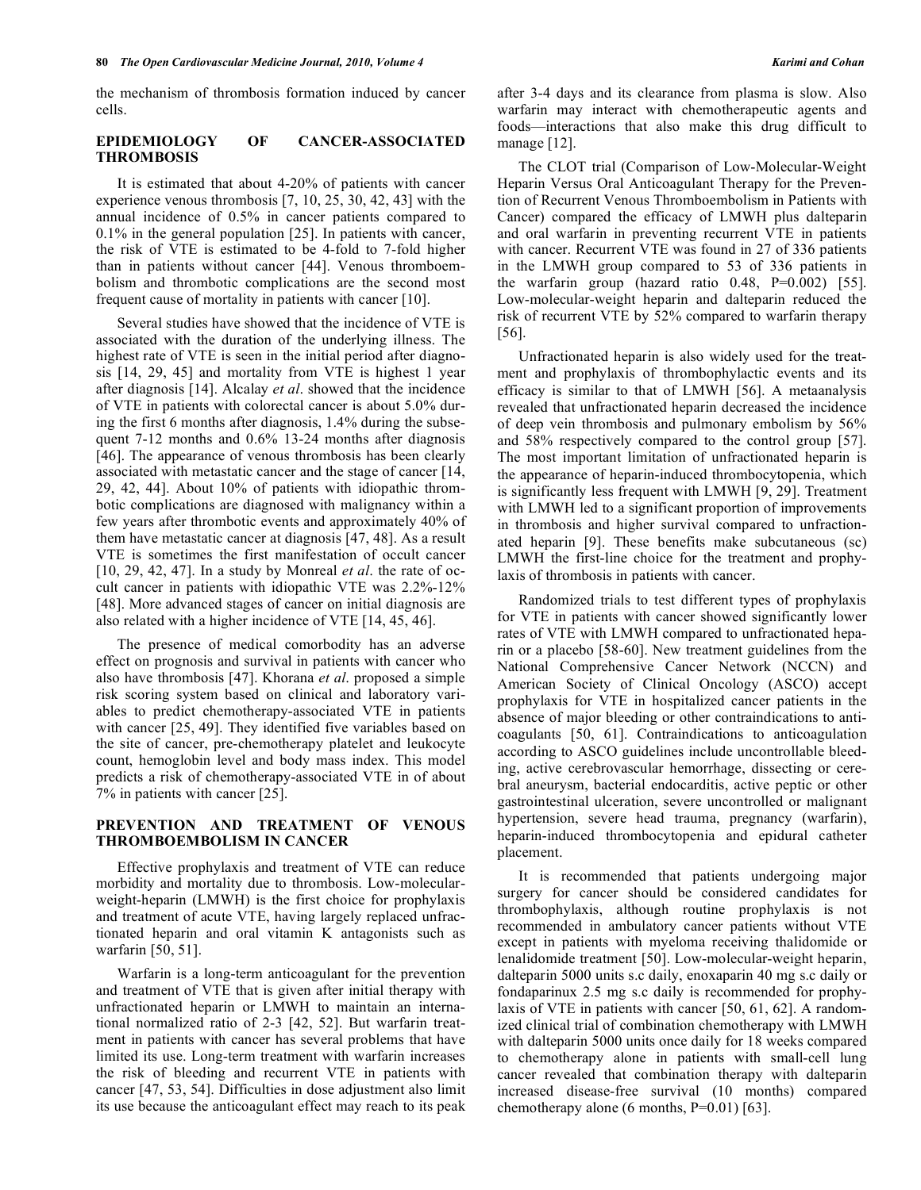the mechanism of thrombosis formation induced by cancer cells.

## EPIDEMIOLOGY OF CANCER-ASSOCIATED THROMBOSIS

It is estimated that about 4-20% of patients with cancer experience venous thrombosis [7, 10, 25, 30, 42, 43] with the annual incidence of 0.5% in cancer patients compared to 0.1% in the general population [25]. In patients with cancer, the risk of VTE is estimated to be 4-fold to 7-fold higher than in patients without cancer [44]. Venous thromboembolism and thrombotic complications are the second most frequent cause of mortality in patients with cancer [10].

Several studies have showed that the incidence of VTE is associated with the duration of the underlying illness. The highest rate of VTE is seen in the initial period after diagnosis [14, 29, 45] and mortality from VTE is highest 1 year after diagnosis [14]. Alcalay *et al*. showed that the incidence of VTE in patients with colorectal cancer is about 5.0% during the first 6 months after diagnosis, 1.4% during the subsequent 7-12 months and 0.6% 13-24 months after diagnosis [46]. The appearance of venous thrombosis has been clearly associated with metastatic cancer and the stage of cancer [14, 29, 42, 44]. About 10% of patients with idiopathic thrombotic complications are diagnosed with malignancy within a few years after thrombotic events and approximately 40% of them have metastatic cancer at diagnosis [47, 48]. As a result VTE is sometimes the first manifestation of occult cancer [10, 29, 42, 47]. In a study by Monreal *et al*. the rate of occult cancer in patients with idiopathic VTE was 2.2%-12% [48]. More advanced stages of cancer on initial diagnosis are also related with a higher incidence of VTE [14, 45, 46].

The presence of medical comorbodity has an adverse effect on prognosis and survival in patients with cancer who also have thrombosis [47]. Khorana *et al*. proposed a simple risk scoring system based on clinical and laboratory variables to predict chemotherapy-associated VTE in patients with cancer [25, 49]. They identified five variables based on the site of cancer, pre-chemotherapy platelet and leukocyte count, hemoglobin level and body mass index. This model predicts a risk of chemotherapy-associated VTE in of about 7% in patients with cancer [25].

## PREVENTION AND TREATMENT OF VENOUS THROMBOEMBOLISM IN CANCER

Effective prophylaxis and treatment of VTE can reduce morbidity and mortality due to thrombosis. Low-molecular-weight-heparin (LMWH) is the first choice for prophylaxis and treatment of acute VTE, having largely replaced unfractionated heparin and oral vitamin K antagonists such as warfarin [50, 51].

Warfarin is a long-term anticoagulant for the prevention and treatment of VTE that is given after initial therapy with unfractionated heparin or LMWH to maintain an international normalized ratio of 2-3 [42, 52]. But warfarin treatment in patients with cancer has several problems that have limited its use. Long-term treatment with warfarin increases the risk of bleeding and recurrent VTE in patients with cancer [47, 53, 54]. Difficulties in dose adjustment also limit its use because the anticoagulant effect may reach to its peak after 3-4 days and its clearance from plasma is slow. Also warfarin may interact with chemotherapeutic agents and foods—interactions that also make this drug difficult to manage [12].

The CLOT trial (Comparison of Low-Molecular-Weight Heparin Versus Oral Anticoagulant Therapy for the Prevention of Recurrent Venous Thromboembolism in Patients with Cancer) compared the efficacy of LMWH plus dalteparin and oral warfarin in preventing recurrent VTE in patients with cancer. Recurrent VTE was found in 27 of 336 patients in the LMWH group compared to 53 of 336 patients in the warfarin group (hazard ratio 0.48, P=0.002) [55]. Low-molecular-weight heparin and dalteparin reduced the risk of recurrent VTE by 52% compared to warfarin therapy [56].

Unfractionated heparin is also widely used for the treatment and prophylaxis of thrombophylactic events and its efficacy is similar to that of LMWH [56]. A metaanalysis revealed that unfractionated heparin decreased the incidence of deep vein thrombosis and pulmonary embolism by 56% and 58% respectively compared to the control group [57]. The most important limitation of unfractionated heparin is the appearance of heparin-induced thrombocytopenia, which is significantly less frequent with LMWH [9, 29]. Treatment with LMWH led to a significant proportion of improvements in thrombosis and higher survival compared to unfractionated heparin [9]. These benefits make subcutaneous (sc) LMWH the first-line choice for the treatment and prophylaxis of thrombosis in patients with cancer.

Randomized trials to test different types of prophylaxis for VTE in patients with cancer showed significantly lower rates of VTE with LMWH compared to unfractionated heparin or a placebo [58-60]. New treatment guidelines from the National Comprehensive Cancer Network (NCCN) and American Society of Clinical Oncology (ASCO) accept prophylaxis for VTE in hospitalized cancer patients in the absence of major bleeding or other contraindications to anticoagulants [50, 61]. Contraindications to anticoagulation according to ASCO guidelines include uncontrollable bleeding, active cerebrovascular hemorrhage, dissecting or cerebral aneurysm, bacterial endocarditis, active peptic or other gastrointestinal ulceration, severe uncontrolled or malignant hypertension, severe head trauma, pregnancy (warfarin), heparin-induced thrombocytopenia and epidural catheter placement.

It is recommended that patients undergoing major surgery for cancer should be considered candidates for thrombophylaxis, although routine prophylaxis is not recommended in ambulatory cancer patients without VTE except in patients with myeloma receiving thalidomide or lenalidomide treatment [50]. Low-molecular-weight heparin, dalteparin 5000 units s.c daily, enoxaparin 40 mg s.c daily or fondaparinux 2.5 mg s.c daily is recommended for prophylaxis of VTE in patients with cancer [50, 61, 62]. A randomized clinical trial of combination chemotherapy with LMWH with dalteparin 5000 units once daily for 18 weeks compared to chemotherapy alone in patients with small-cell lung cancer revealed that combination therapy with dalteparin increased disease-free survival (10 months) compared chemotherapy alone (6 months, P=0.01) [63].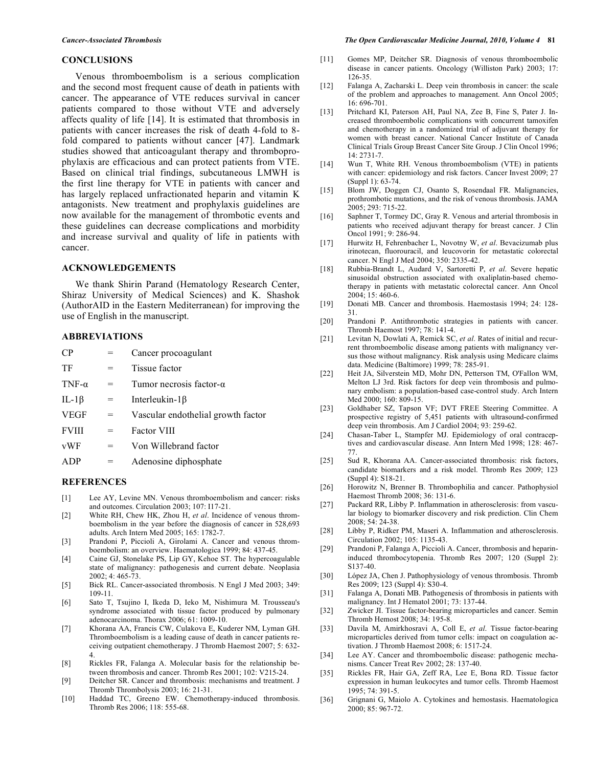## CONCLUSIONS

Venous thromboembolism is a serious complication and the second most frequent cause of death in patients with cancer. The appearance of VTE reduces survival in cancer patients compared to those without VTE and adversely affects quality of life [14]. It is estimated that thrombosis in patients with cancer increases the risk of death 4-fold to 8-fold compared to patients without cancer [47]. Landmark studies showed that anticoagulant therapy and thromboprophylaxis are efficacious and can protect patients from VTE. Based on clinical trial findings, subcutaneous LMWH is the first line therapy for VTE in patients with cancer and has largely replaced unfractionated heparin and vitamin K antagonists. New treatment and prophylaxis guidelines are now available for the management of thrombotic events and these guidelines can decrease complications and morbidity and increase survival and quality of life in patients with cancer.

## ACKNOWLEDGEMENTS

We thank Shirin Parand (Hematology Research Center, Shiraz University of Medical Sciences) and K. Shashok (AuthorAID in the Eastern Mediterranean) for improving the use of English in the manuscript.

## ABBREVIATIONS

| | | |
|---|---|---|
| CP | = | Cancer procoagulant |
| TF | = | Tissue factor |
| TNF-α | = | Tumor necrosis factor-α |
| IL-1β | = | Interleukin-1β |
| VEGF | = | Vascular endothelial growth factor |
| FVIII | = | Factor VIII |
| vWF | = | Von Willebrand factor |
| ADP | = | Adenosine diphosphate |

## REFERENCES

[1] Lee AY, Levine MN. Venous thromboembolism and cancer: risks and outcomes. Circulation 2003; 107: I17-21.

[2] White RH, Chew HK, Zhou H, *et al*. Incidence of venous thromboembolism in the year before the diagnosis of cancer in 528,693 adults. Arch Intern Med 2005; 165: 1782-7.

[3] Prandoni P, Piccioli A, Girolami A. Cancer and venous thromboembolism: an overview. Haematologica 1999; 84: 437-45.

[4] Caine GJ, Stonelake PS, Lip GY, Kehoe ST. The hypercoagulable state of malignancy: pathogenesis and current debate. Neoplasia 2002; 4: 465-73.

[5] Bick RL. Cancer-associated thrombosis. N Engl J Med 2003; 349: 109-11.

[6] Sato T, Tsujino I, Ikeda D, Ieko M, Nishimura M. Trousseau's syndrome associated with tissue factor produced by pulmonary adenocarcinoma. Thorax 2006; 61: 1009-10.

[7] Khorana AA, Francis CW, Culakova E, Kuderer NM, Lyman GH. Thromboembolism is a leading cause of death in cancer patients receiving outpatient chemotherapy. J Thromb Haemost 2007; 5: 632-4.

[8] Rickles FR, Falanga A. Molecular basis for the relationship between thrombosis and cancer. Thromb Res 2001; 102: V215-24.

[9] Deitcher SR. Cancer and thrombosis: mechanisms and treatment. J Thromb Thrombolysis 2003; 16: 21-31.

[10] Haddad TC, Greeno EW. Chemotherapy-induced thrombosis. Thromb Res 2006; 118: 555-68.

[11] Gomes MP, Deitcher SR. Diagnosis of venous thromboembolic disease in cancer patients. Oncology (Williston Park) 2003; 17: 126-35.

[12] Falanga A, Zacharski L. Deep vein thrombosis in cancer: the scale of the problem and approaches to management. Ann Oncol 2005; 16: 696-701.

[13] Pritchard KI, Paterson AH, Paul NA, Zee B, Fine S, Pater J. Increased thromboembolic complications with concurrent tamoxifen and chemotherapy in a randomized trial of adjuvant therapy for women with breast cancer. National Cancer Institute of Canada Clinical Trials Group Breast Cancer Site Group. J Clin Oncol 1996; 14: 2731-7.

[14] Wun T, White RH. Venous thromboembolism (VTE) in patients with cancer: epidemiology and risk factors. Cancer Invest 2009; 27 (Suppl 1): 63-74.

[15] Blom JW, Doggen CJ, Osanto S, Rosendaal FR. Malignancies, prothrombotic mutations, and the risk of venous thrombosis. JAMA 2005; 293: 715-22.

[16] Saphner T, Tormey DC, Gray R. Venous and arterial thrombosis in patients who received adjuvant therapy for breast cancer. J Clin Oncol 1991; 9: 286-94.

[17] Hurwitz H, Fehrenbacher L, Novotny W, *et al*. Bevacizumab plus irinotecan, fluorouracil, and leucovorin for metastatic colorectal cancer. N Engl J Med 2004; 350: 2335-42.

[18] Rubbia-Brandt L, Audard V, Sartoretti P, *et al*. Severe hepatic sinusoidal obstruction associated with oxaliplatin-based chemotherapy in patients with metastatic colorectal cancer. Ann Oncol 2004; 15: 460-6.

[19] Donati MB. Cancer and thrombosis. Haemostasis 1994; 24: 128-31.

[20] Prandoni P. Antithrombotic strategies in patients with cancer. Thromb Haemost 1997; 78: 141-4.

[21] Levitan N, Dowlati A, Remick SC, *et al*. Rates of initial and recurrent thromboembolic disease among patients with malignancy versus those without malignancy. Risk analysis using Medicare claims data. Medicine (Baltimore) 1999; 78: 285-91.

[22] Heit JA, Silverstein MD, Mohr DN, Petterson TM, O'Fallon WM, Melton LJ 3rd. Risk factors for deep vein thrombosis and pulmonary embolism: a population-based case-control study. Arch Intern Med 2000; 160: 809-15.

[23] Goldhaber SZ, Tapson VF; DVT FREE Steering Committee. A prospective registry of 5,451 patients with ultrasound-confirmed deep vein thrombosis. Am J Cardiol 2004; 93: 259-62.

[24] Chasan-Taber L, Stampfer MJ. Epidemiology of oral contraceptives and cardiovascular disease. Ann Intern Med 1998; 128: 467-77.

[25] Sud R, Khorana AA. Cancer-associated thrombosis: risk factors, candidate biomarkers and a risk model. Thromb Res 2009; 123 (Suppl 4): S18-21.

[26] Horowitz N, Brenner B. Thrombophilia and cancer. Pathophysiol Haemost Thromb 2008; 36: 131-6.

[27] Packard RR, Libby P. Inflammation in atherosclerosis: from vascular biology to biomarker discovery and risk prediction. Clin Chem 2008; 54: 24-38.

[28] Libby P, Ridker PM, Maseri A. Inflammation and atherosclerosis. Circulation 2002; 105: 1135-43.

[29] Prandoni P, Falanga A, Piccioli A. Cancer, thrombosis and heparin-induced thrombocytopenia. Thromb Res 2007; 120 (Suppl 2): S137-40.

[30] López JA, Chen J. Pathophysiology of venous thrombosis. Thromb Res 2009; 123 (Suppl 4): S30-4.

[31] Falanga A, Donati MB. Pathogenesis of thrombosis in patients with malignancy. Int J Hematol 2001; 73: 137-44.

[32] Zwicker JI. Tissue factor-bearing microparticles and cancer. Semin Thromb Hemost 2008; 34: 195-8.

[33] Davila M, Amirkhosravi A, Coll E, *et al*. Tissue factor-bearing microparticles derived from tumor cells: impact on coagulation activation. J Thromb Haemost 2008; 6: 1517-24.

[34] Lee AY. Cancer and thromboembolic disease: pathogenic mechanisms. Cancer Treat Rev 2002; 28: 137-40.

[35] Rickles FR, Hair GA, Zeff RA, Lee E, Bona RD. Tissue factor expression in human leukocytes and tumor cells. Thromb Haemost 1995; 74: 391-5.

[36] Grignani G, Maiolo A. Cytokines and hemostasis. Haematologica 2000; 85: 967-72.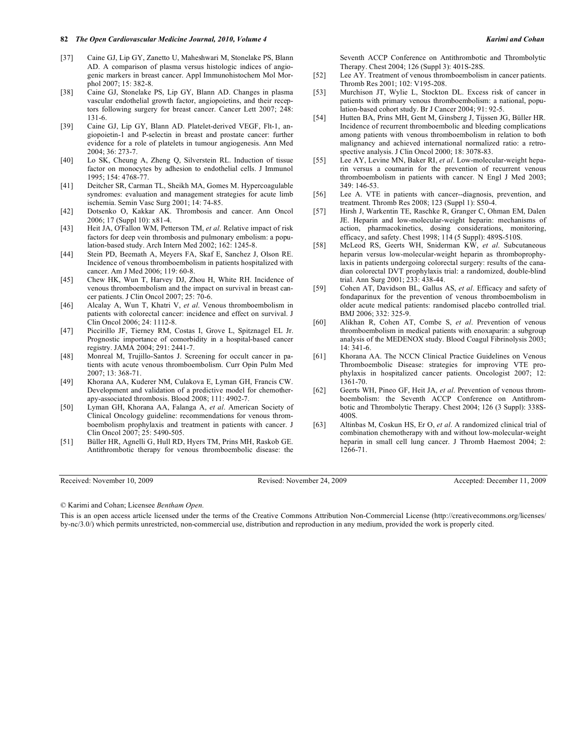[37] Caine GJ, Lip GY, Zanetto U, Maheshwari M, Stonelake PS, Blann AD. A comparison of plasma versus histologic indices of angiogenic markers in breast cancer. Appl Immunohistochem Mol Morphol 2007; 15: 382-8.

[38] Caine GJ, Stonelake PS, Lip GY, Blann AD. Changes in plasma vascular endothelial growth factor, angiopoietins, and their receptors following surgery for breast cancer. Cancer Lett 2007; 248: 131-6.

[39] Caine GJ, Lip GY, Blann AD. Platelet-derived VEGF, Flt-1, angiopoietin-1 and P-selectin in breast and prostate cancer: further evidence for a role of platelets in tumour angiogenesis. Ann Med 2004; 36: 273-7.

[40] Lo SK, Cheung A, Zheng Q, Silverstein RL. Induction of tissue factor on monocytes by adhesion to endothelial cells. J Immunol 1995; 154: 4768-77.

[41] Deitcher SR, Carman TL, Sheikh MA, Gomes M. Hypercoagulable syndromes: evaluation and management strategies for acute limb ischemia. Semin Vasc Surg 2001; 14: 74-85.

[42] Dotsenko O, Kakkar AK. Thrombosis and cancer. Ann Oncol 2006; 17 (Suppl 10): x81-4.

[43] Heit JA, O'Fallon WM, Petterson TM, *et al*. Relative impact of risk factors for deep vein thrombosis and pulmonary embolism: a population-based study. Arch Intern Med 2002; 162: 1245-8.

[44] Stein PD, Beemath A, Meyers FA, Skaf E, Sanchez J, Olson RE. Incidence of venous thromboembolism in patients hospitalized with cancer. Am J Med 2006; 119: 60-8.

[45] Chew HK, Wun T, Harvey DJ, Zhou H, White RH. Incidence of venous thromboembolism and the impact on survival in breast cancer patients. J Clin Oncol 2007; 25: 70-6.

[46] Alcalay A, Wun T, Khatri V, *et al*. Venous thromboembolism in patients with colorectal cancer: incidence and effect on survival. J Clin Oncol 2006; 24: 1112-8.

[47] Piccirillo JF, Tierney RM, Costas I, Grove L, Spitznagel EL Jr. Prognostic importance of comorbidity in a hospital-based cancer registry. JAMA 2004; 291: 2441-7.

[48] Monreal M, Trujillo-Santos J. Screening for occult cancer in patients with acute venous thromboembolism. Curr Opin Pulm Med 2007; 13: 368-71.

[49] Khorana AA, Kuderer NM, Culakova E, Lyman GH, Francis CW. Development and validation of a predictive model for chemotherapy-associated thrombosis. Blood 2008; 111: 4902-7.

[50] Lyman GH, Khorana AA, Falanga A, *et al*. American Society of Clinical Oncology guideline: recommendations for venous thromboembolism prophylaxis and treatment in patients with cancer. J Clin Oncol 2007; 25: 5490-505.

[51] Büller HR, Agnelli G, Hull RD, Hyers TM, Prins MH, Raskob GE. Antithrombotic therapy for venous thromboembolic disease: the Seventh ACCP Conference on Antithrombotic and Thrombolytic Therapy. Chest 2004; 126 (Suppl 3): 401S-28S.

[52] Lee AY. Treatment of venous thromboembolism in cancer patients. Thromb Res 2001; 102: V195-208.

[53] Murchison JT, Wylie L, Stockton DL. Excess risk of cancer in patients with primary venous thromboembolism: a national, population-based cohort study. Br J Cancer 2004; 91: 92-5.

[54] Hutten BA, Prins MH, Gent M, Ginsberg J, Tijssen JG, Büller HR. Incidence of recurrent thromboembolic and bleeding complications among patients with venous thromboembolism in relation to both malignancy and achieved international normalized ratio: a retrospective analysis. J Clin Oncol 2000; 18: 3078-83.

[55] Lee AY, Levine MN, Baker RI, *et al*. Low-molecular-weight heparin versus a coumarin for the prevention of recurrent venous thromboembolism in patients with cancer. N Engl J Med 2003; 349: 146-53.

[56] Lee A. VTE in patients with cancer--diagnosis, prevention, and treatment. Thromb Res 2008; 123 (Suppl 1): S50-4.

[57] Hirsh J, Warkentin TE, Raschke R, Granger C, Ohman EM, Dalen JE. Heparin and low-molecular-weight heparin: mechanisms of action, pharmacokinetics, dosing considerations, monitoring, efficacy, and safety. Chest 1998; 114 (5 Suppl): 489S-510S.

[58] McLeod RS, Geerts WH, Sniderman KW, *et al*. Subcutaneous heparin versus low-molecular-weight heparin as thromboprophylaxis in patients undergoing colorectal surgery: results of the canadian colorectal DVT prophylaxis trial: a randomized, double-blind trial. Ann Surg 2001; 233: 438-44.

[59] Cohen AT, Davidson BL, Gallus AS, *et al*. Efficacy and safety of fondaparinux for the prevention of venous thromboembolism in older acute medical patients: randomised placebo controlled trial. BMJ 2006; 332: 325-9.

[60] Alikhan R, Cohen AT, Combe S, *et al*. Prevention of venous thromboembolism in medical patients with enoxaparin: a subgroup analysis of the MEDENOX study. Blood Coagul Fibrinolysis 2003; 14: 341-6.

[61] Khorana AA. The NCCN Clinical Practice Guidelines on Venous Thromboembolic Disease: strategies for improving VTE prophylaxis in hospitalized cancer patients. Oncologist 2007; 12: 1361-70.

[62] Geerts WH, Pineo GF, Heit JA, *et al*. Prevention of venous thromboembolism: the Seventh ACCP Conference on Antithrombotic and Thrombolytic Therapy. Chest 2004; 126 (3 Suppl): 338S-400S.

[63] Altinbas M, Coskun HS, Er O, *et al*. A randomized clinical trial of combination chemotherapy with and without low-molecular-weight heparin in small cell lung cancer. J Thromb Haemost 2004; 2: 1266-71.

Received: November 10, 2009 Revised: November 24, 2009 Accepted: December 11, 2009

© Karimi and Cohan; Licensee *Bentham Open.*

This is an open access article licensed under the terms of the Creative Commons Attribution Non-Commercial License (http://creativecommons.org/licenses/by-nc/3.0/) which permits unrestricted, non-commercial use, distribution and reproduction in any medium, provided the work is properly cited.